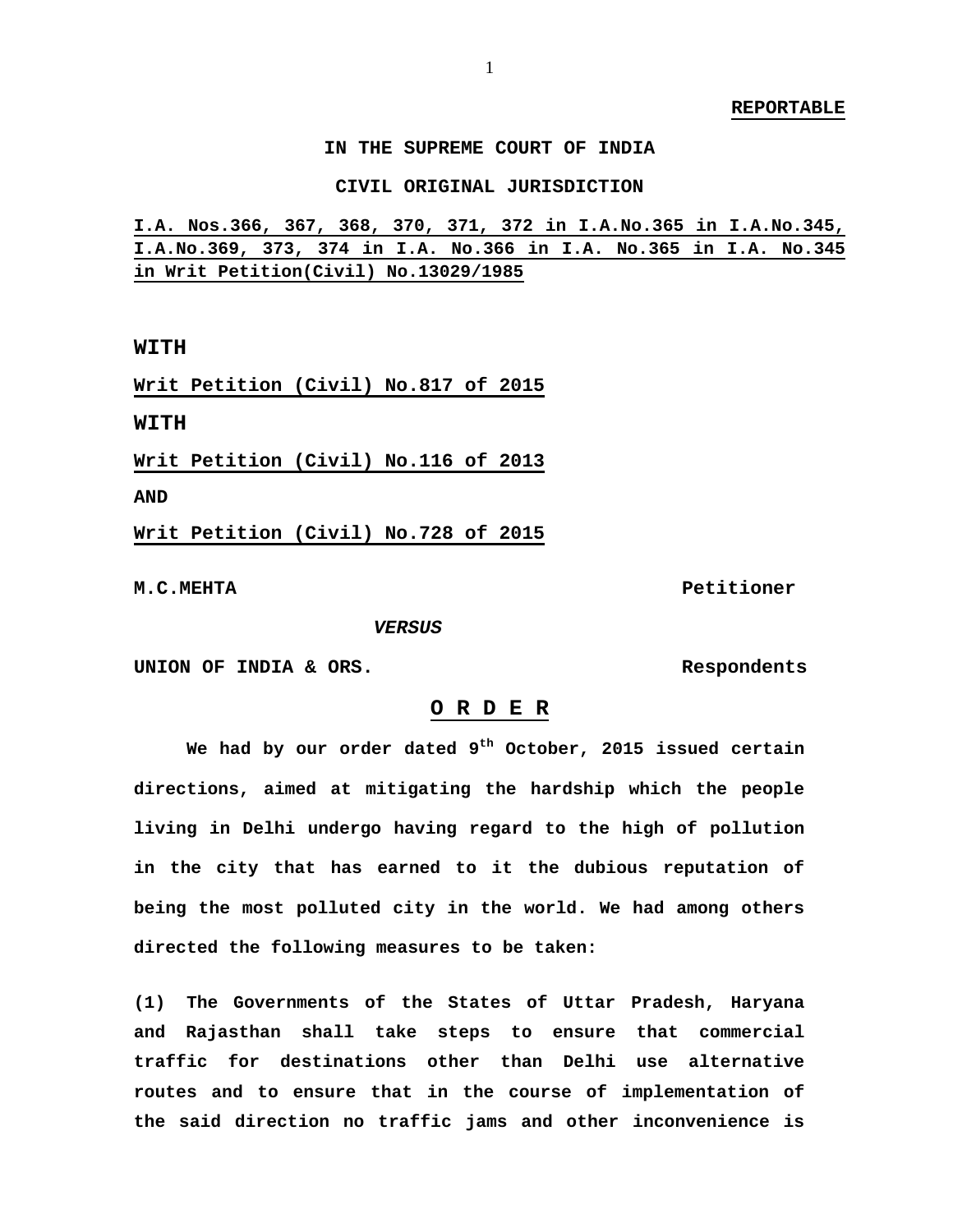**REPORTABLE**

**IN THE SUPREME COURT OF INDIA**

**CIVIL ORIGINAL JURISDICTION**

**I.A. Nos.366, 367, 368, 370, 371, 372 in I.A.No.365 in I.A.No.345, I.A.No.369, 373, 374 in I.A. No.366 in I.A. No.365 in I.A. No.345 in Writ Petition(Civil) No.13029/1985**

**WITH**

**Writ Petition (Civil) No.817 of 2015**

**WITH**

**Writ Petition (Civil) No.116 of 2013**

**AND**

**Writ Petition (Civil) No.728 of 2015**

**M.C.MEHTA** **Petitioner**

***VERSUS***

**UNION OF INDIA & ORS.** **Respondents**

**O R D E R**

**We had by our order dated 9th October, 2015 issued certain directions, aimed at mitigating the hardship which the people living in Delhi undergo having regard to the high of pollution in the city that has earned to it the dubious reputation of being the most polluted city in the world. We had among others directed the following measures to be taken:**

**(1) The Governments of the States of Uttar Pradesh, Haryana and Rajasthan shall take steps to ensure that commercial traffic for destinations other than Delhi use alternative routes and to ensure that in the course of implementation of the said direction no traffic jams and other inconvenience is**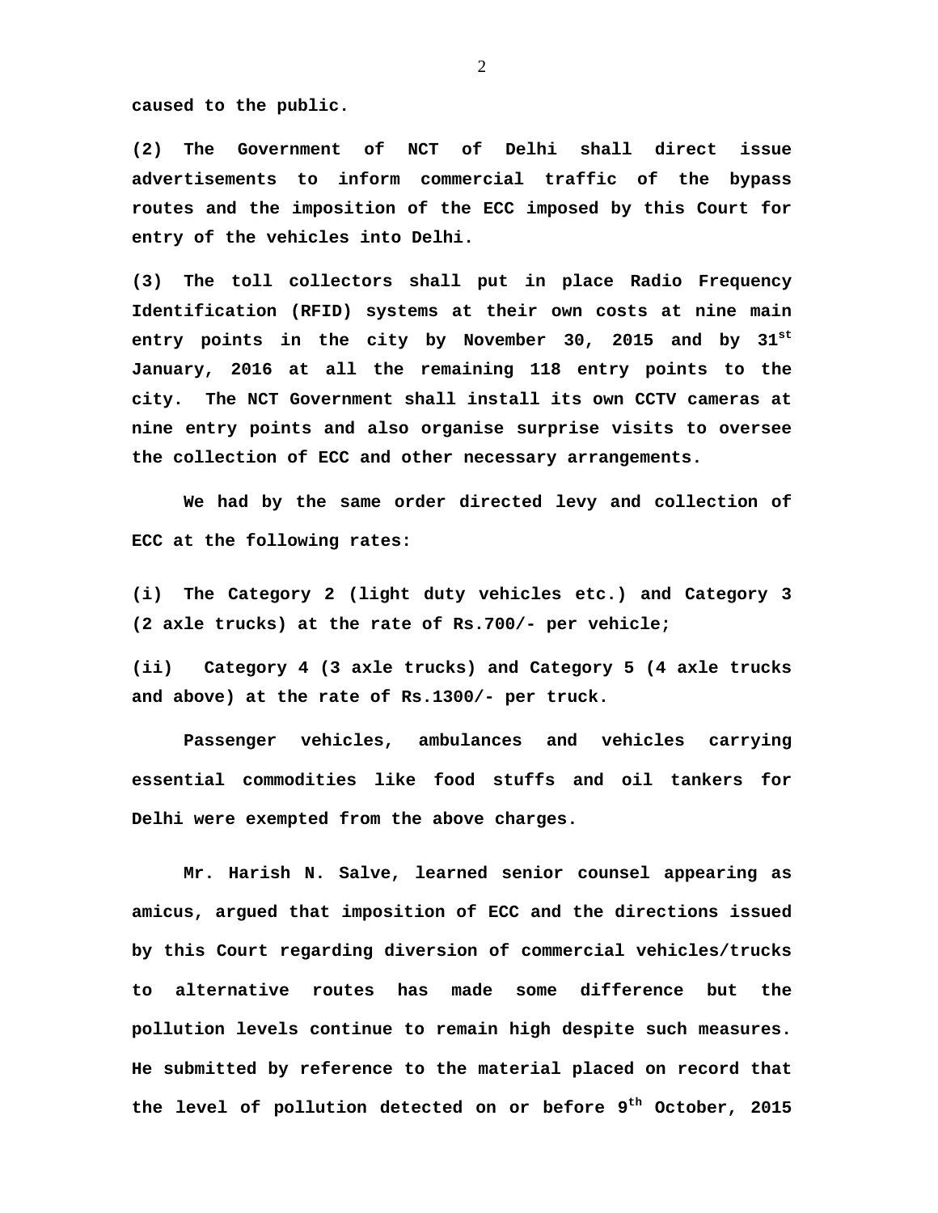**caused to the public.**

**(2) The Government of NCT of Delhi shall direct issue advertisements to inform commercial traffic of the bypass routes and the imposition of the ECC imposed by this Court for entry of the vehicles into Delhi.**

**(3) The toll collectors shall put in place Radio Frequency Identification (RFID) systems at their own costs at nine main entry points in the city by November 30, 2015 and by 31st January, 2016 at all the remaining 118 entry points to the city. The NCT Government shall install its own CCTV cameras at nine entry points and also organise surprise visits to oversee the collection of ECC and other necessary arrangements.**

**We had by the same order directed levy and collection of ECC at the following rates:**

**(i) The Category 2 (light duty vehicles etc.) and Category 3 (2 axle trucks) at the rate of Rs.700/- per vehicle;**

**(ii) Category 4 (3 axle trucks) and Category 5 (4 axle trucks and above) at the rate of Rs.1300/- per truck.**

**Passenger vehicles, ambulances and vehicles carrying essential commodities like food stuffs and oil tankers for Delhi were exempted from the above charges.**

**Mr. Harish N. Salve, learned senior counsel appearing as amicus, argued that imposition of ECC and the directions issued by this Court regarding diversion of commercial vehicles/trucks to alternative routes has made some difference but the pollution levels continue to remain high despite such measures. He submitted by reference to the material placed on record that the level of pollution detected on or before 9th October, 2015**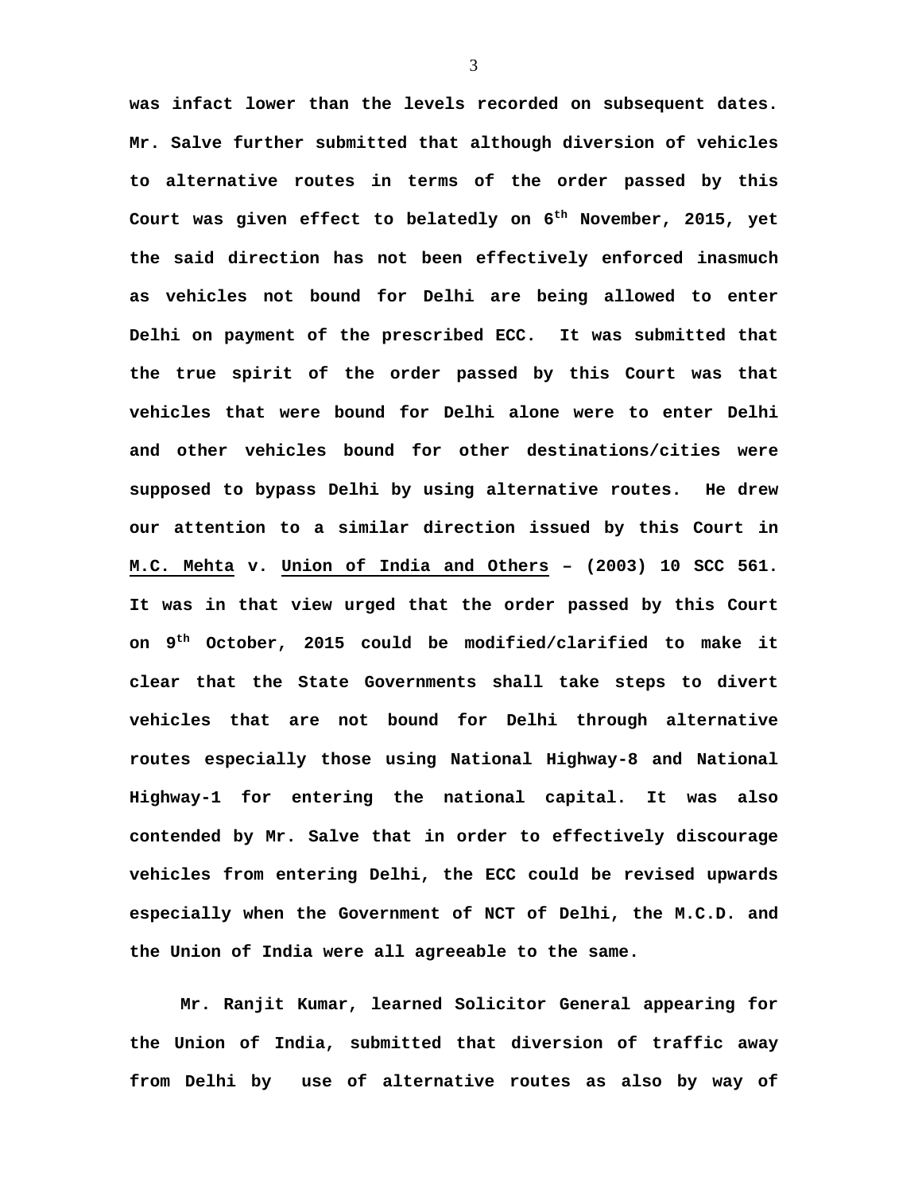**was infact lower than the levels recorded on subsequent dates. Mr. Salve further submitted that although diversion of vehicles to alternative routes in terms of the order passed by this Court was given effect to belatedly on 6th November, 2015, yet the said direction has not been effectively enforced inasmuch as vehicles not bound for Delhi are being allowed to enter Delhi on payment of the prescribed ECC. It was submitted that the true spirit of the order passed by this Court was that vehicles that were bound for Delhi alone were to enter Delhi and other vehicles bound for other destinations/cities were supposed to bypass Delhi by using alternative routes. He drew our attention to a similar direction issued by this Court in M.C. Mehta v. Union of India and Others – (2003) 10 SCC 561. It was in that view urged that the order passed by this Court on 9th October, 2015 could be modified/clarified to make it clear that the State Governments shall take steps to divert vehicles that are not bound for Delhi through alternative routes especially those using National Highway-8 and National Highway-1 for entering the national capital. It was also contended by Mr. Salve that in order to effectively discourage vehicles from entering Delhi, the ECC could be revised upwards especially when the Government of NCT of Delhi, the M.C.D. and the Union of India were all agreeable to the same.**

**Mr. Ranjit Kumar, learned Solicitor General appearing for the Union of India, submitted that diversion of traffic away from Delhi by use of alternative routes as also by way of**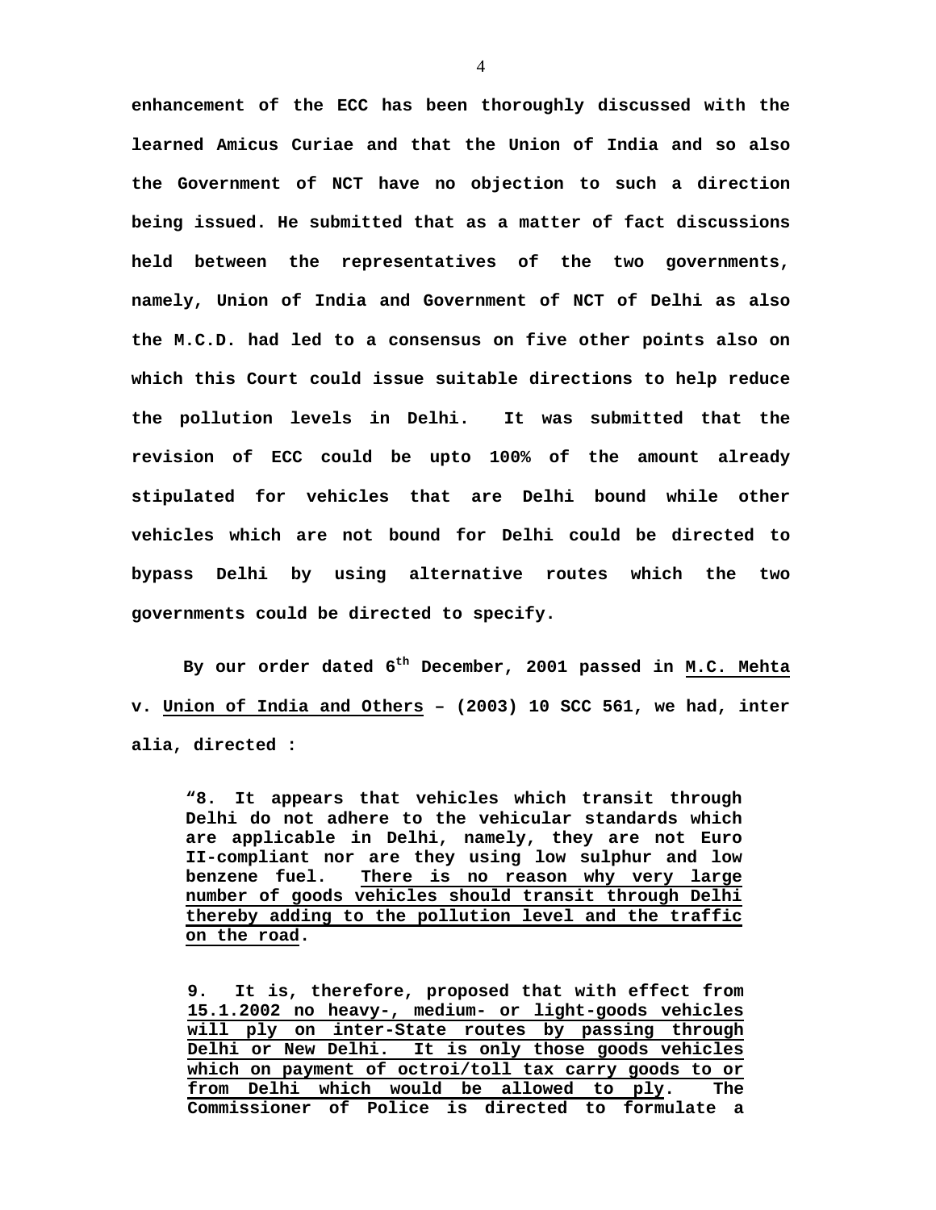**enhancement of the ECC has been thoroughly discussed with the learned Amicus Curiae and that the Union of India and so also the Government of NCT have no objection to such a direction being issued. He submitted that as a matter of fact discussions held between the representatives of the two governments, namely, Union of India and Government of NCT of Delhi as also the M.C.D. had led to a consensus on five other points also on which this Court could issue suitable directions to help reduce the pollution levels in Delhi. It was submitted that the revision of ECC could be upto 100% of the amount already stipulated for vehicles that are Delhi bound while other vehicles which are not bound for Delhi could be directed to bypass Delhi by using alternative routes which the two governments could be directed to specify.**

**By our order dated 6th December, 2001 passed in <u>M.C. Mehta</u> v. <u>Union of India and Others</u> – (2003) 10 SCC 561, we had, inter alia, directed :**

> **"8. It appears that vehicles which transit through Delhi do not adhere to the vehicular standards which are applicable in Delhi, namely, they are not Euro II-compliant nor are they using low sulphur and low benzene fuel. <u>There is no reason why very large number of goods vehicles should transit through Delhi thereby adding to the pollution level and the traffic on the road</u>.**
>
> **9. It is, therefore, proposed that with effect from <u>15.1.2002 no heavy-, medium- or light-goods vehicles will ply on inter-State routes by passing through Delhi or New Delhi. It is only those goods vehicles which on payment of octroi/toll tax carry goods to or from Delhi which would be allowed to ply</u>. The Commissioner of Police is directed to formulate a**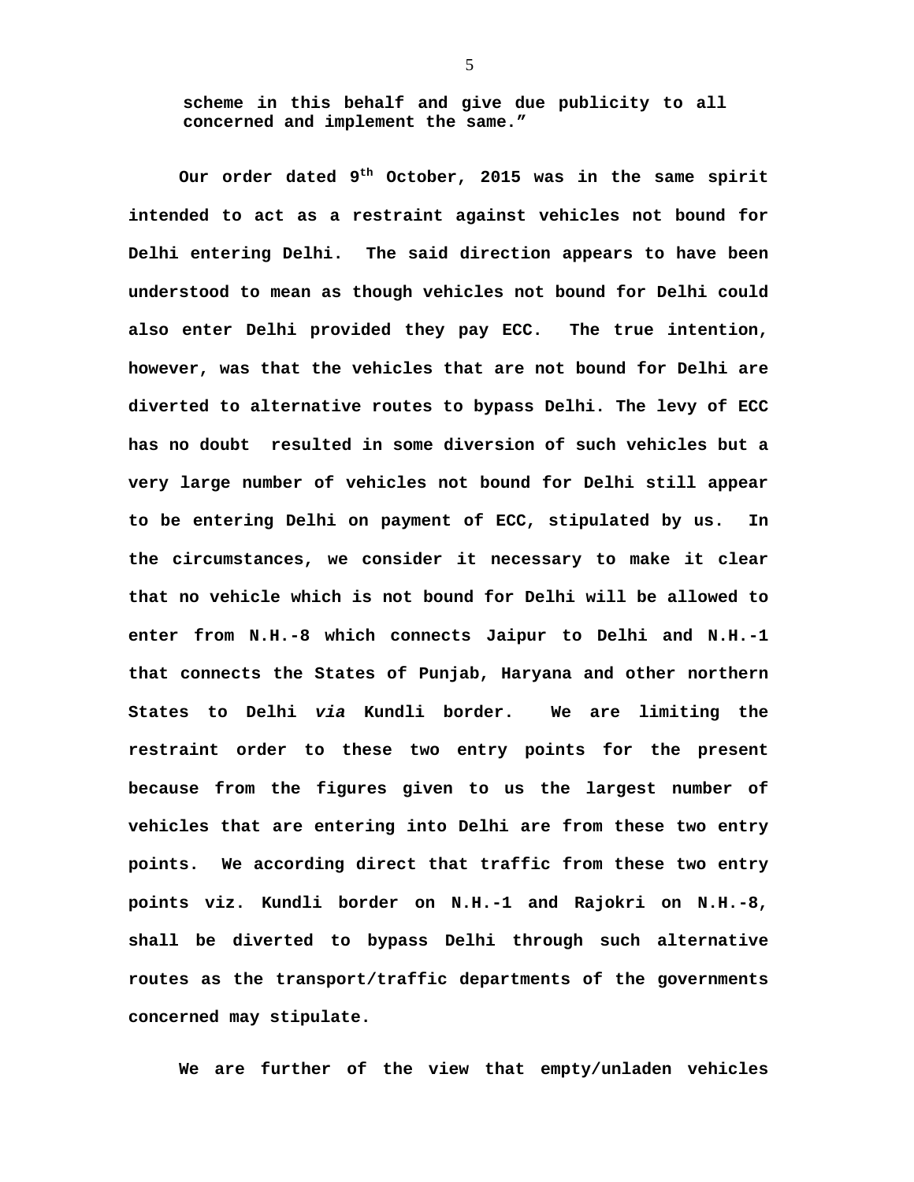**scheme in this behalf and give due publicity to all concerned and implement the same."**

**Our order dated 9th October, 2015 was in the same spirit intended to act as a restraint against vehicles not bound for Delhi entering Delhi. The said direction appears to have been understood to mean as though vehicles not bound for Delhi could also enter Delhi provided they pay ECC. The true intention, however, was that the vehicles that are not bound for Delhi are diverted to alternative routes to bypass Delhi. The levy of ECC has no doubt resulted in some diversion of such vehicles but a very large number of vehicles not bound for Delhi still appear to be entering Delhi on payment of ECC, stipulated by us. In the circumstances, we consider it necessary to make it clear that no vehicle which is not bound for Delhi will be allowed to enter from N.H.-8 which connects Jaipur to Delhi and N.H.-1 that connects the States of Punjab, Haryana and other northern States to Delhi *via* Kundli border. We are limiting the restraint order to these two entry points for the present because from the figures given to us the largest number of vehicles that are entering into Delhi are from these two entry points. We according direct that traffic from these two entry points viz. Kundli border on N.H.-1 and Rajokri on N.H.-8, shall be diverted to bypass Delhi through such alternative routes as the transport/traffic departments of the governments concerned may stipulate.**

**We are further of the view that empty/unladen vehicles**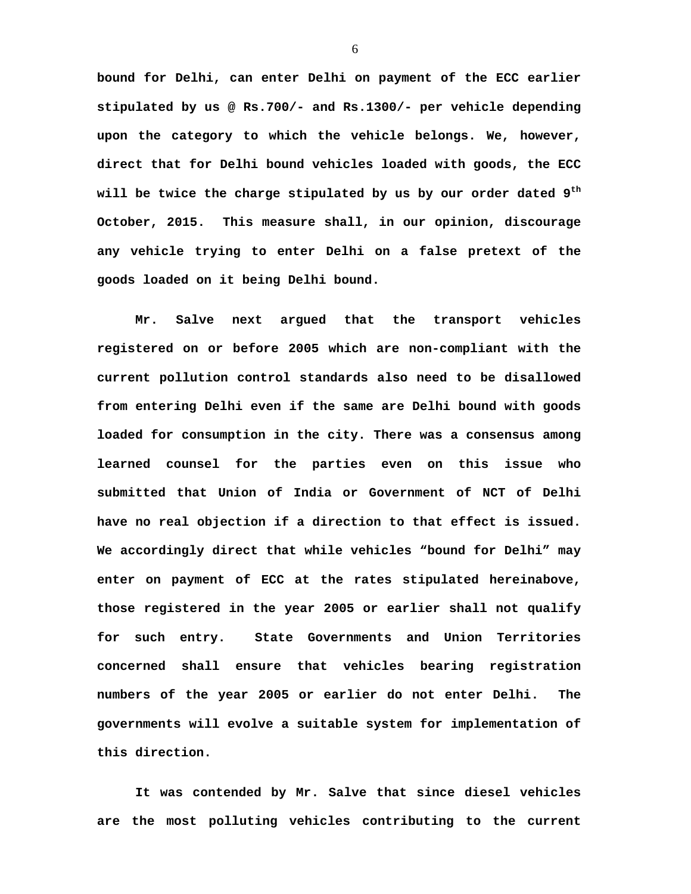**bound for Delhi, can enter Delhi on payment of the ECC earlier stipulated by us @ Rs.700/- and Rs.1300/- per vehicle depending upon the category to which the vehicle belongs. We, however, direct that for Delhi bound vehicles loaded with goods, the ECC will be twice the charge stipulated by us by our order dated 9th October, 2015. This measure shall, in our opinion, discourage any vehicle trying to enter Delhi on a false pretext of the goods loaded on it being Delhi bound.**

**Mr. Salve next argued that the transport vehicles registered on or before 2005 which are non-compliant with the current pollution control standards also need to be disallowed from entering Delhi even if the same are Delhi bound with goods loaded for consumption in the city. There was a consensus among learned counsel for the parties even on this issue who submitted that Union of India or Government of NCT of Delhi have no real objection if a direction to that effect is issued. We accordingly direct that while vehicles "bound for Delhi" may enter on payment of ECC at the rates stipulated hereinabove, those registered in the year 2005 or earlier shall not qualify for such entry. State Governments and Union Territories concerned shall ensure that vehicles bearing registration numbers of the year 2005 or earlier do not enter Delhi. The governments will evolve a suitable system for implementation of this direction.**

**It was contended by Mr. Salve that since diesel vehicles are the most polluting vehicles contributing to the current**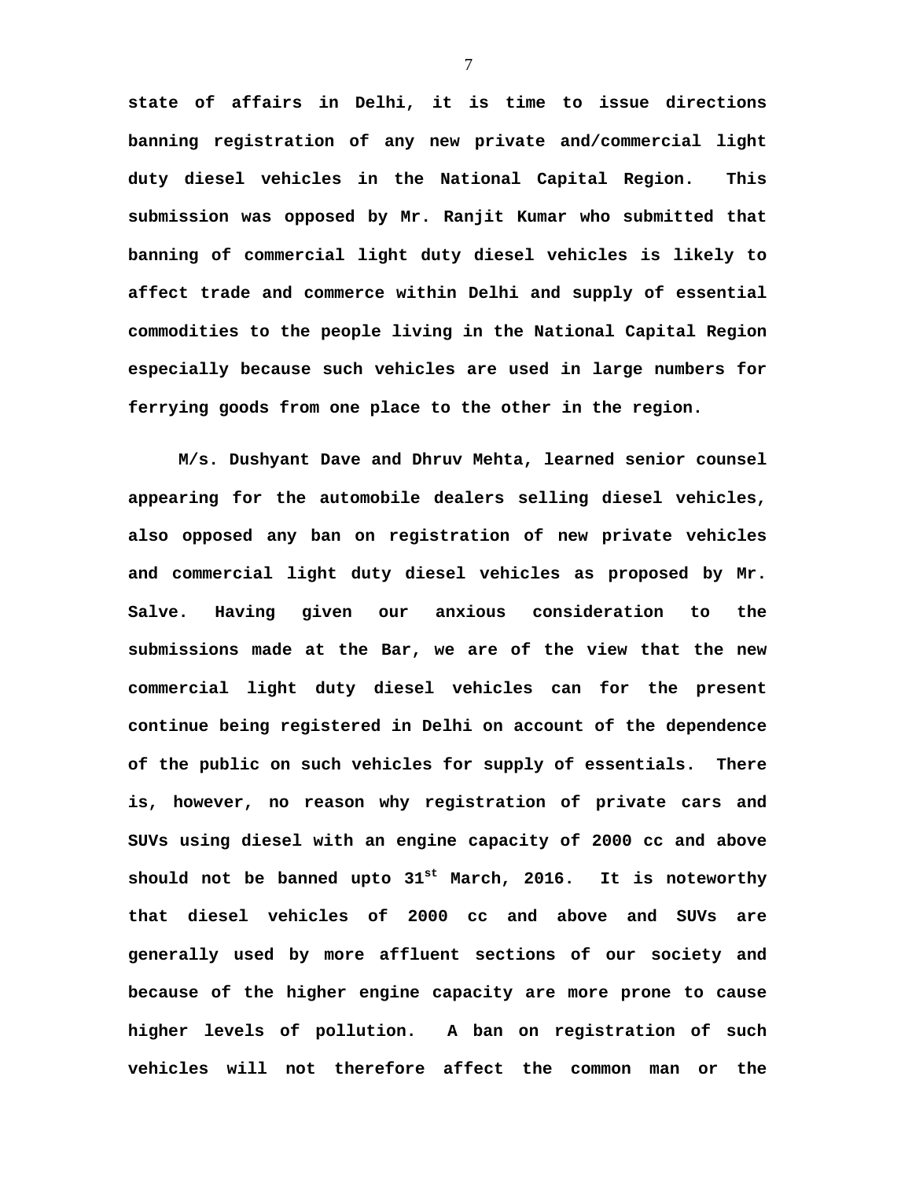**state of affairs in Delhi, it is time to issue directions banning registration of any new private and/commercial light duty diesel vehicles in the National Capital Region. This submission was opposed by Mr. Ranjit Kumar who submitted that banning of commercial light duty diesel vehicles is likely to affect trade and commerce within Delhi and supply of essential commodities to the people living in the National Capital Region especially because such vehicles are used in large numbers for ferrying goods from one place to the other in the region.**

**M/s. Dushyant Dave and Dhruv Mehta, learned senior counsel appearing for the automobile dealers selling diesel vehicles, also opposed any ban on registration of new private vehicles and commercial light duty diesel vehicles as proposed by Mr. Salve. Having given our anxious consideration to the submissions made at the Bar, we are of the view that the new commercial light duty diesel vehicles can for the present continue being registered in Delhi on account of the dependence of the public on such vehicles for supply of essentials. There is, however, no reason why registration of private cars and SUVs using diesel with an engine capacity of 2000 cc and above should not be banned upto 31st March, 2016. It is noteworthy that diesel vehicles of 2000 cc and above and SUVs are generally used by more affluent sections of our society and because of the higher engine capacity are more prone to cause higher levels of pollution. A ban on registration of such vehicles will not therefore affect the common man or the**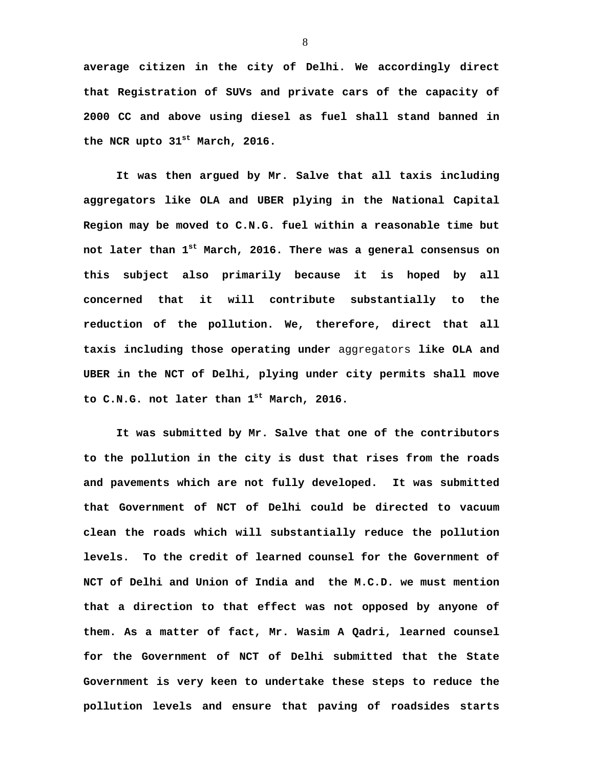**average citizen in the city of Delhi. We accordingly direct that Registration of SUVs and private cars of the capacity of 2000 CC and above using diesel as fuel shall stand banned in the NCR upto 31st March, 2016.**

**It was then argued by Mr. Salve that all taxis including aggregators like OLA and UBER plying in the National Capital Region may be moved to C.N.G. fuel within a reasonable time but not later than 1st March, 2016. There was a general consensus on this subject also primarily because it is hoped by all concerned that it will contribute substantially to the reduction of the pollution. We, therefore, direct that all taxis including those operating under** aggregators **like OLA and UBER in the NCT of Delhi, plying under city permits shall move to C.N.G. not later than 1st March, 2016.**

**It was submitted by Mr. Salve that one of the contributors to the pollution in the city is dust that rises from the roads and pavements which are not fully developed. It was submitted that Government of NCT of Delhi could be directed to vacuum clean the roads which will substantially reduce the pollution levels. To the credit of learned counsel for the Government of NCT of Delhi and Union of India and the M.C.D. we must mention that a direction to that effect was not opposed by anyone of them. As a matter of fact, Mr. Wasim A Qadri, learned counsel for the Government of NCT of Delhi submitted that the State Government is very keen to undertake these steps to reduce the pollution levels and ensure that paving of roadsides starts**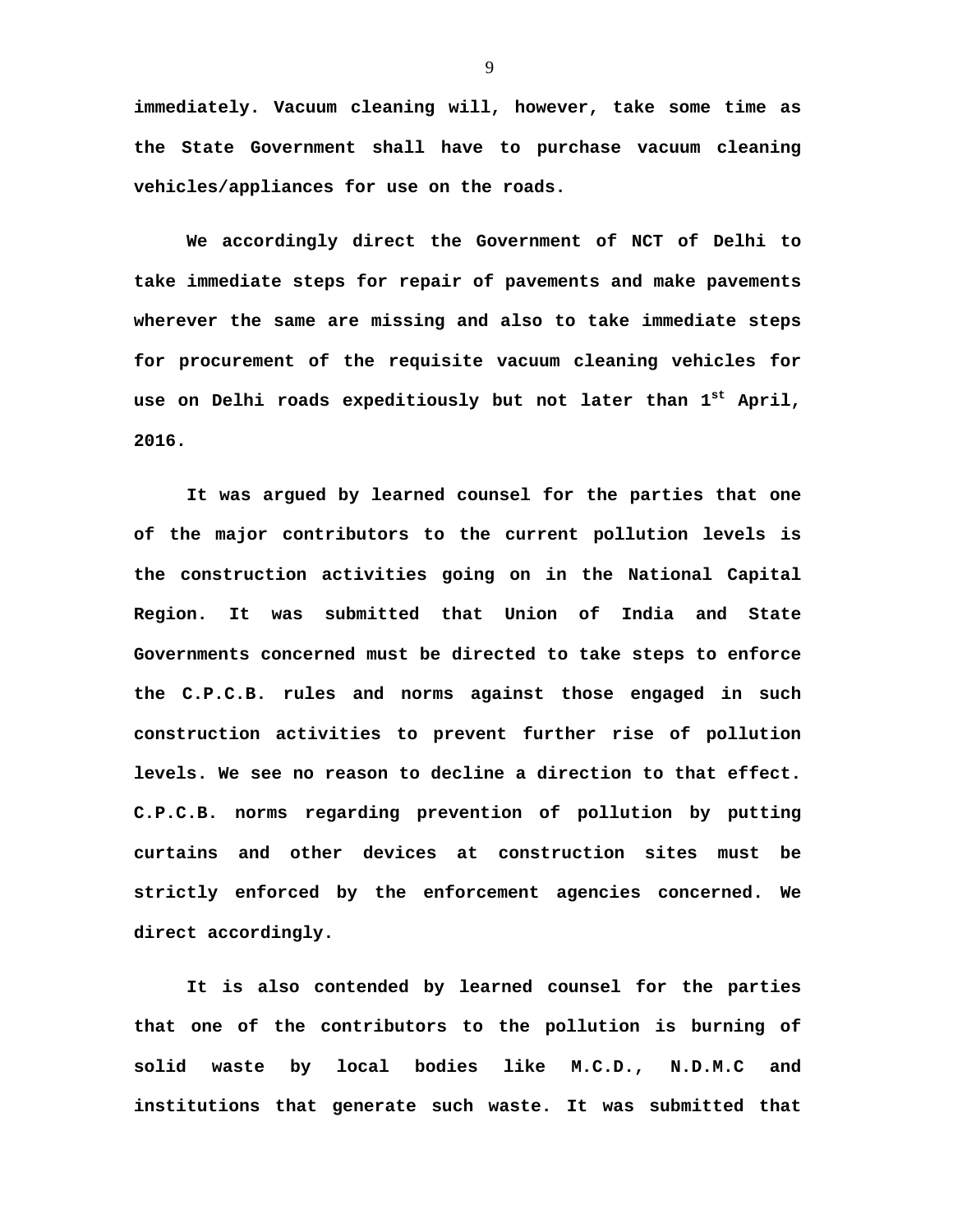**immediately. Vacuum cleaning will, however, take some time as the State Government shall have to purchase vacuum cleaning vehicles/appliances for use on the roads.**

**We accordingly direct the Government of NCT of Delhi to take immediate steps for repair of pavements and make pavements wherever the same are missing and also to take immediate steps for procurement of the requisite vacuum cleaning vehicles for use on Delhi roads expeditiously but not later than 1st April, 2016.**

**It was argued by learned counsel for the parties that one of the major contributors to the current pollution levels is the construction activities going on in the National Capital Region. It was submitted that Union of India and State Governments concerned must be directed to take steps to enforce the C.P.C.B. rules and norms against those engaged in such construction activities to prevent further rise of pollution levels. We see no reason to decline a direction to that effect. C.P.C.B. norms regarding prevention of pollution by putting curtains and other devices at construction sites must be strictly enforced by the enforcement agencies concerned. We direct accordingly.**

**It is also contended by learned counsel for the parties that one of the contributors to the pollution is burning of solid waste by local bodies like M.C.D., N.D.M.C and institutions that generate such waste. It was submitted that**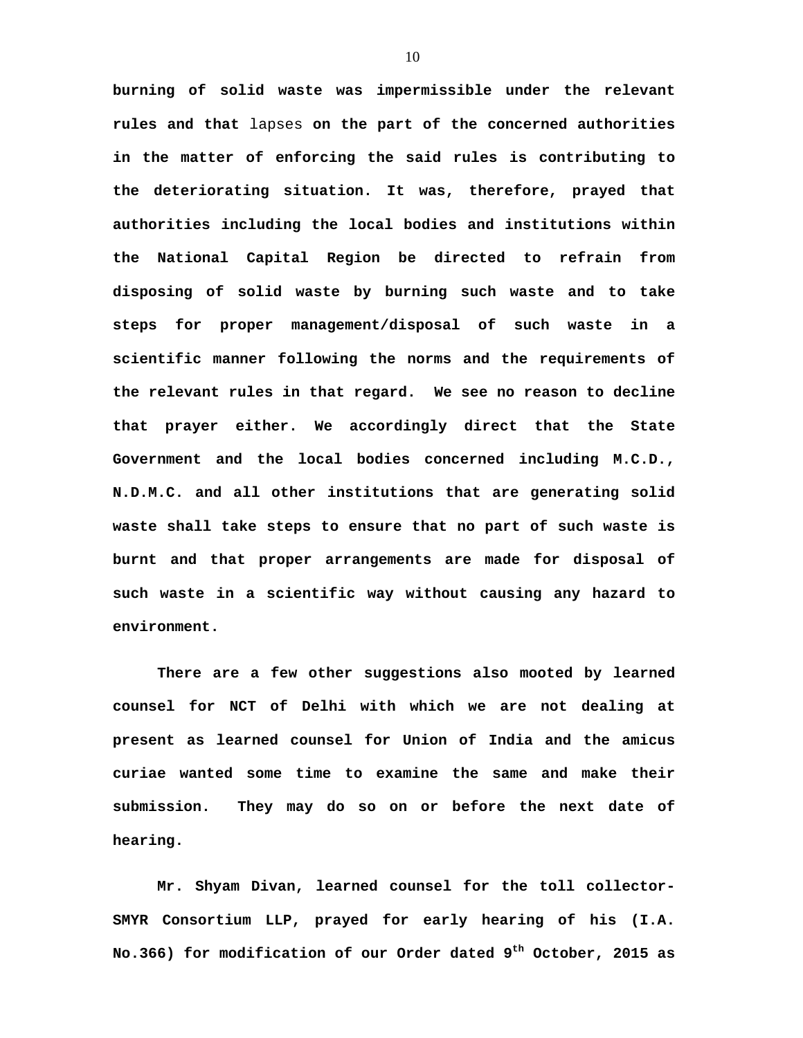burning of solid waste was impermissible under the relevant rules and that lapses on the part of the concerned authorities in the matter of enforcing the said rules is contributing to the deteriorating situation. It was, therefore, prayed that authorities including the local bodies and institutions within the National Capital Region be directed to refrain from disposing of solid waste by burning such waste and to take steps for proper management/disposal of such waste in a scientific manner following the norms and the requirements of the relevant rules in that regard. We see no reason to decline that prayer either. We accordingly direct that the State Government and the local bodies concerned including M.C.D., N.D.M.C. and all other institutions that are generating solid waste shall take steps to ensure that no part of such waste is burnt and that proper arrangements are made for disposal of such waste in a scientific way without causing any hazard to environment.

There are a few other suggestions also mooted by learned counsel for NCT of Delhi with which we are not dealing at present as learned counsel for Union of India and the amicus curiae wanted some time to examine the same and make their submission. They may do so on or before the next date of hearing.

Mr. Shyam Divan, learned counsel for the toll collector-SMYR Consortium LLP, prayed for early hearing of his (I.A. No.366) for modification of our Order dated 9th October, 2015 as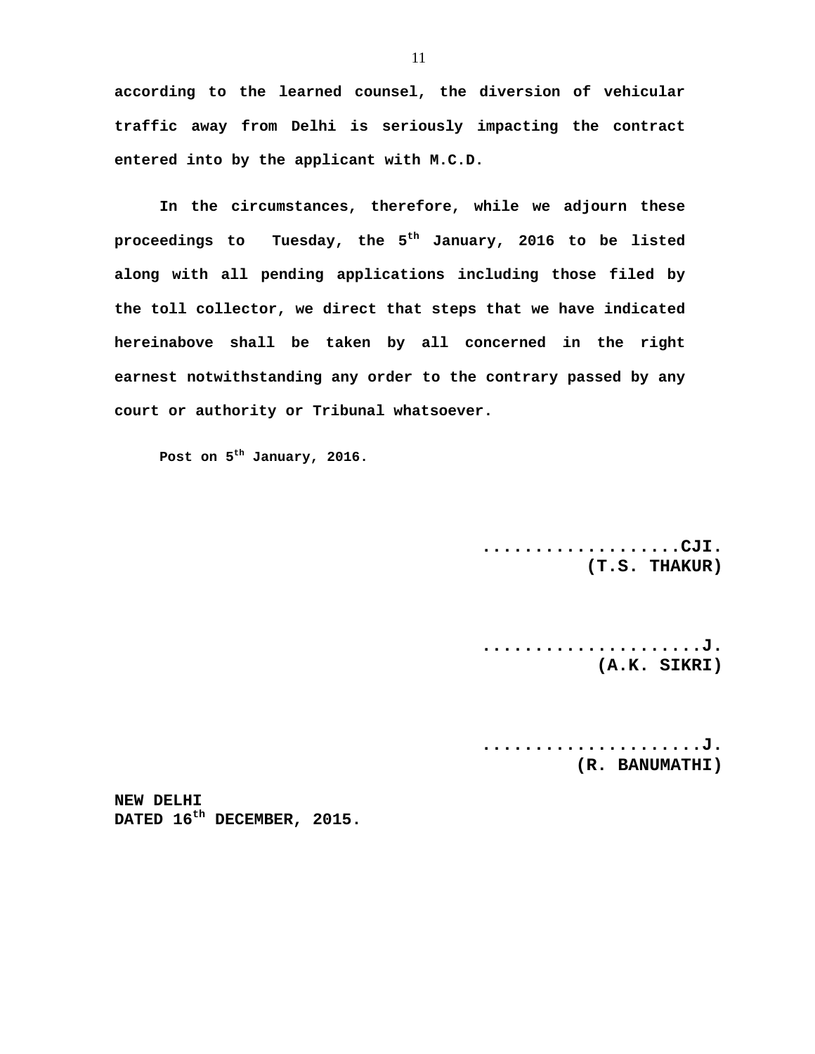**according to the learned counsel, the diversion of vehicular traffic away from Delhi is seriously impacting the contract entered into by the applicant with M.C.D.**

**In the circumstances, therefore, while we adjourn these proceedings to Tuesday, the 5th January, 2016 to be listed along with all pending applications including those filed by the toll collector, we direct that steps that we have indicated hereinabove shall be taken by all concerned in the right earnest notwithstanding any order to the contrary passed by any court or authority or Tribunal whatsoever.**

**Post on 5th January, 2016.**

**..................CJI.**
**(T.S. THAKUR)**

**....................J.**
**(A.K. SIKRI)**

**....................J.**
**(R. BANUMATHI)**

**NEW DELHI**
**DATED 16th DECEMBER, 2015.**